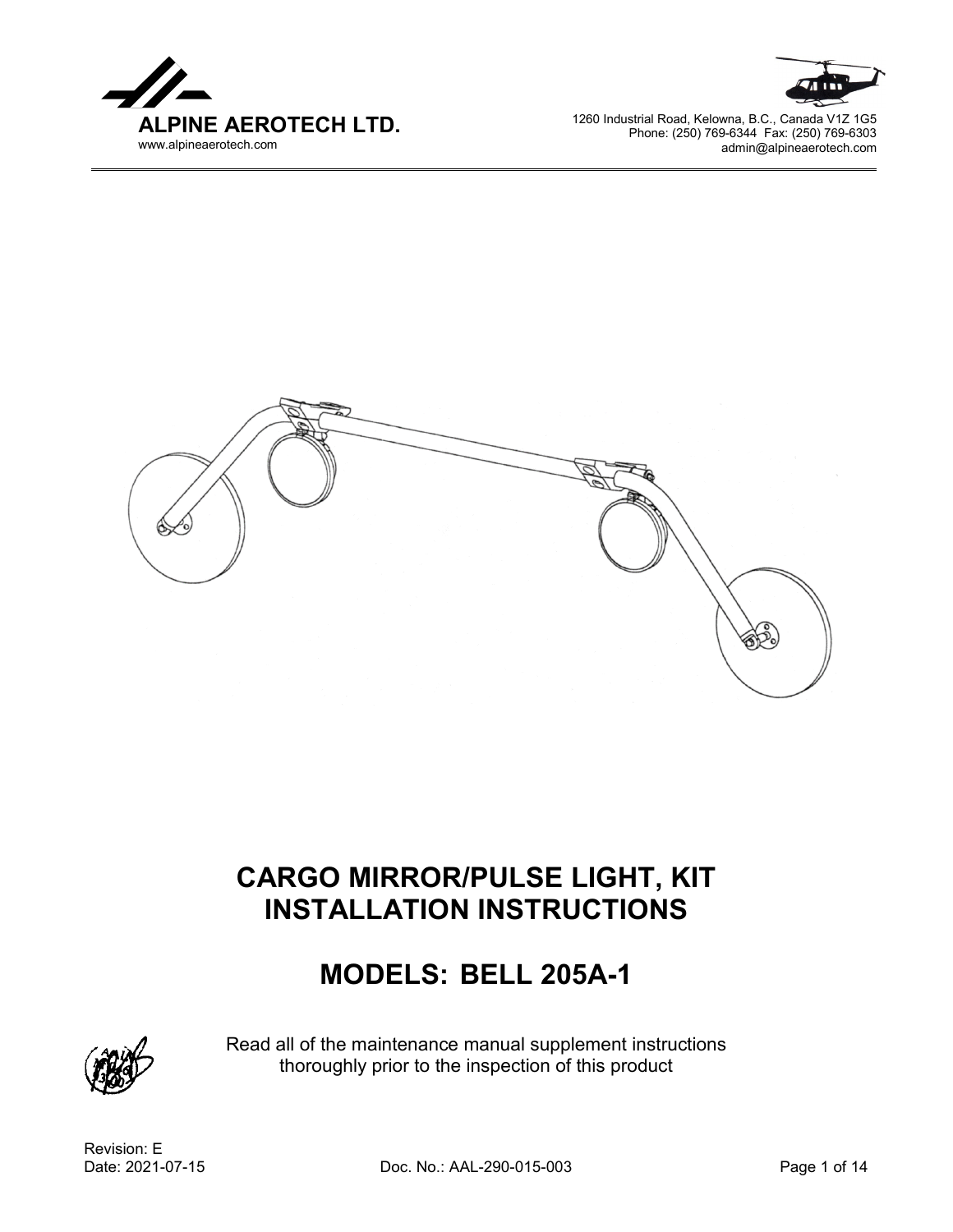**ALPINE AEROTECH LTD.**
www.alpineaerotech.com

1260 Industrial Road, Kelowna, B.C., Canada V1Z 1G5
Phone: (250) 769-6344 Fax: (250) 769-6303
admin@alpineaerotech.com

# CARGO MIRROR/PULSE LIGHT, KIT INSTALLATION INSTRUCTIONS

# MODELS: BELL 205A-1

Read all of the maintenance manual supplement instructions thoroughly prior to the inspection of this product

Revision: E
Date: 2021-07-15
Doc. No.: AAL-290-015-003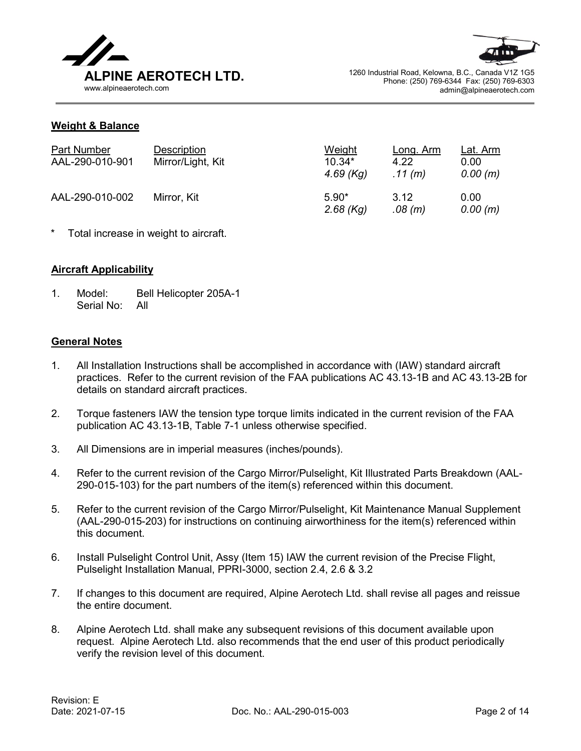## Weight & Balance

| Part Number | Description | Weight | Long. Arm | Lat. Arm |
|---|---|---|---|---|
| AAL-290-010-901 | Mirror/Light, Kit | 10.34* <br> *4.69 (Kg)* | 4.22 <br> *.11 (m)* | 0.00 <br> *0.00 (m)* |
| AAL-290-010-002 | Mirror, Kit | 5.90* <br> *2.68 (Kg)* | 3.12 <br> *.08 (m)* | 0.00 <br> *0.00 (m)* |

\* Total increase in weight to aircraft.

## Aircraft Applicability

1. Model: Bell Helicopter 205A-1
   Serial No: All

## General Notes

1. All Installation Instructions shall be accomplished in accordance with (IAW) standard aircraft practices. Refer to the current revision of the FAA publications AC 43.13-1B and AC 43.13-2B for details on standard aircraft practices.
2. Torque fasteners IAW the tension type torque limits indicated in the current revision of the FAA publication AC 43.13-1B, Table 7-1 unless otherwise specified.
3. All Dimensions are in imperial measures (inches/pounds).
4. Refer to the current revision of the Cargo Mirror/Pulselight, Kit Illustrated Parts Breakdown (AAL-290-015-103) for the part numbers of the item(s) referenced within this document.
5. Refer to the current revision of the Cargo Mirror/Pulselight, Kit Maintenance Manual Supplement (AAL-290-015-203) for instructions on continuing airworthiness for the item(s) referenced within this document.
6. Install Pulselight Control Unit, Assy (Item 15) IAW the current revision of the Precise Flight, Pulselight Installation Manual, PPRI-3000, section 2.4, 2.6 & 3.2
7. If changes to this document are required, Alpine Aerotech Ltd. shall revise all pages and reissue the entire document.
8. Alpine Aerotech Ltd. shall make any subsequent revisions of this document available upon request. Alpine Aerotech Ltd. also recommends that the end user of this product periodically verify the revision level of this document.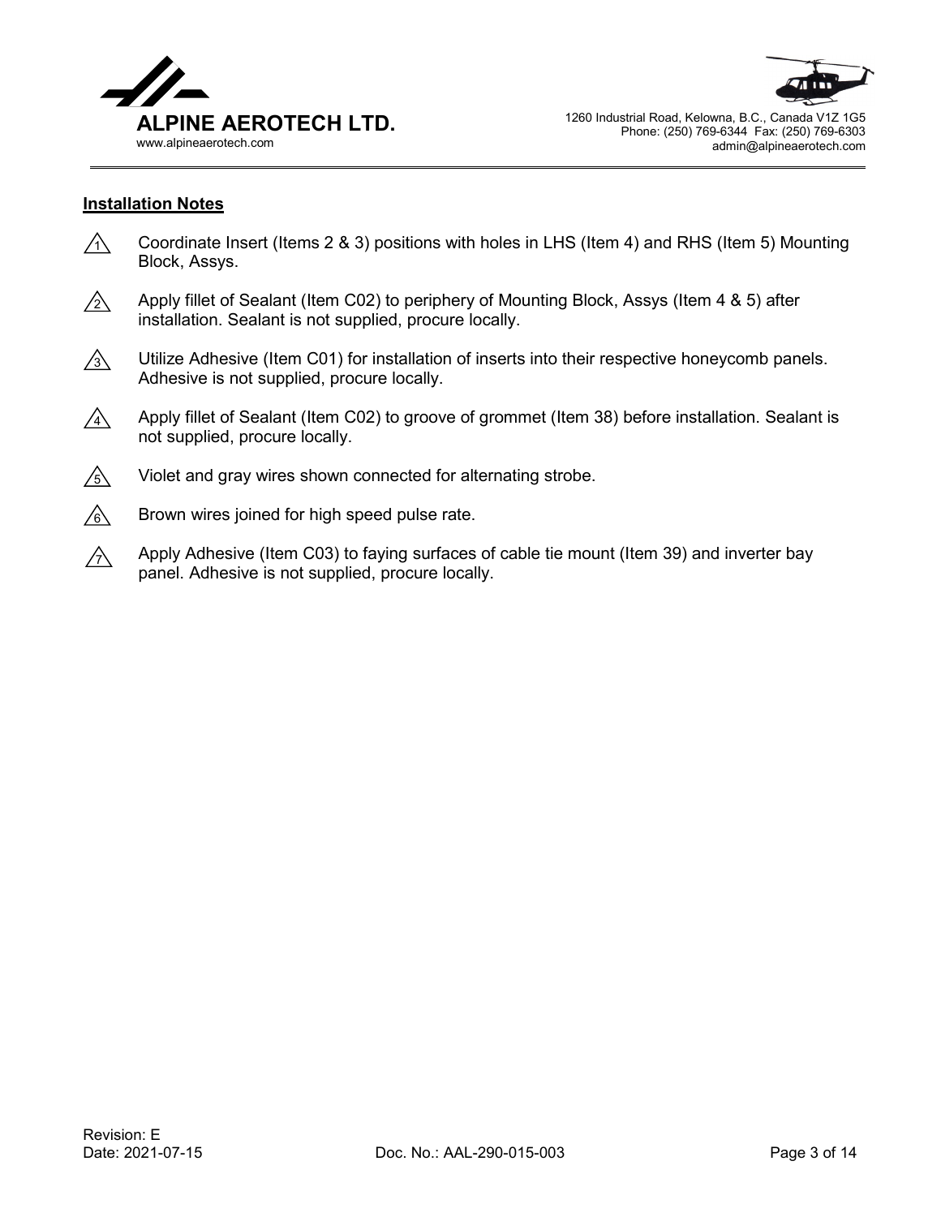## Installation Notes

1. Coordinate Insert (Items 2 & 3) positions with holes in LHS (Item 4) and RHS (Item 5) Mounting Block, Assys.

2. Apply fillet of Sealant (Item C02) to periphery of Mounting Block, Assys (Item 4 & 5) after installation. Sealant is not supplied, procure locally.

3. Utilize Adhesive (Item C01) for installation of inserts into their respective honeycomb panels. Adhesive is not supplied, procure locally.

4. Apply fillet of Sealant (Item C02) to groove of grommet (Item 38) before installation. Sealant is not supplied, procure locally.

5. Violet and gray wires shown connected for alternating strobe.

6. Brown wires joined for high speed pulse rate.

7. Apply Adhesive (Item C03) to faying surfaces of cable tie mount (Item 39) and inverter bay panel. Adhesive is not supplied, procure locally.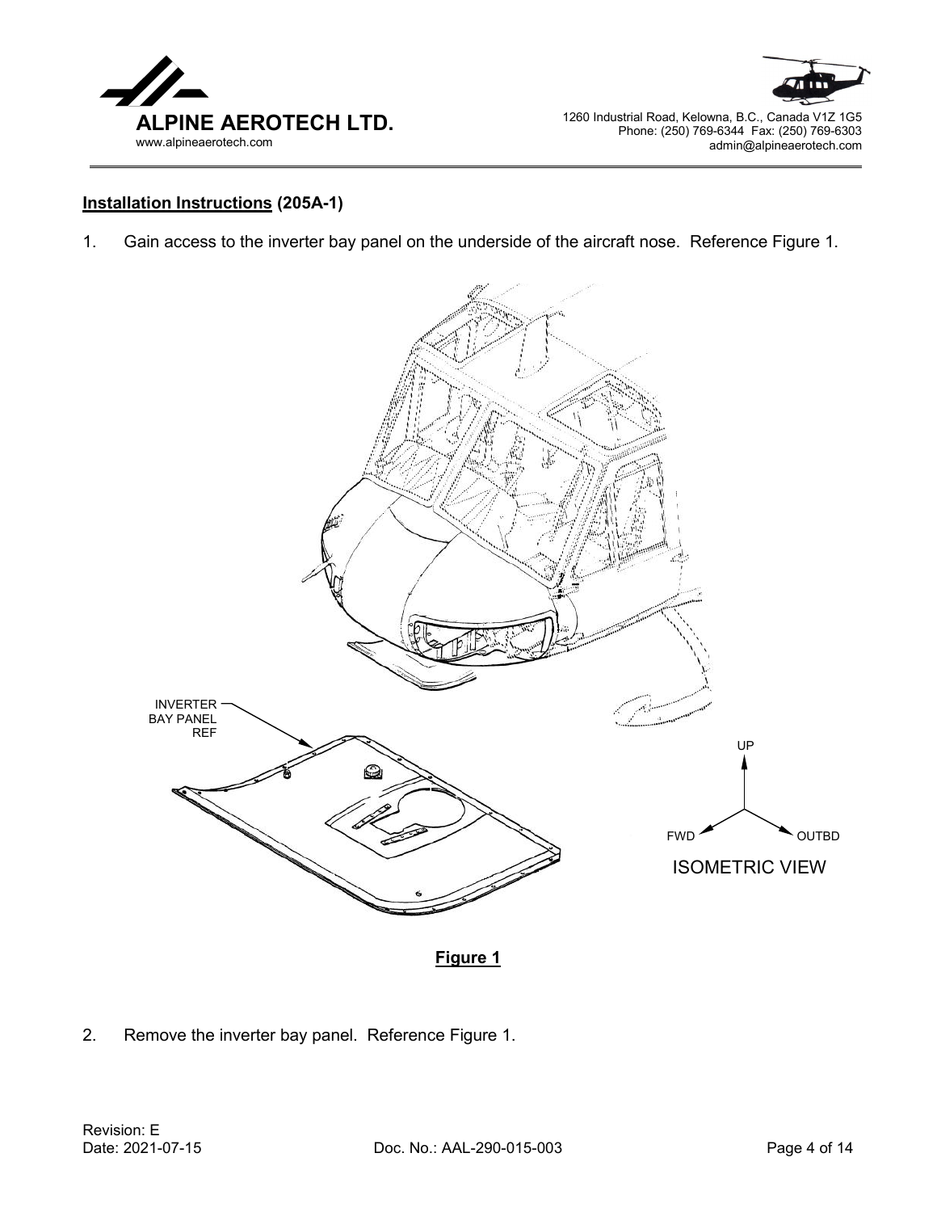**Installation Instructions (205A-1)**

1. Gain access to the inverter bay panel on the underside of the aircraft nose. Reference Figure 1.

INVERTER BAY PANEL REF

UP

FWD

OUTBD

ISOMETRIC VIEW

**Figure 1**

2. Remove the inverter bay panel. Reference Figure 1.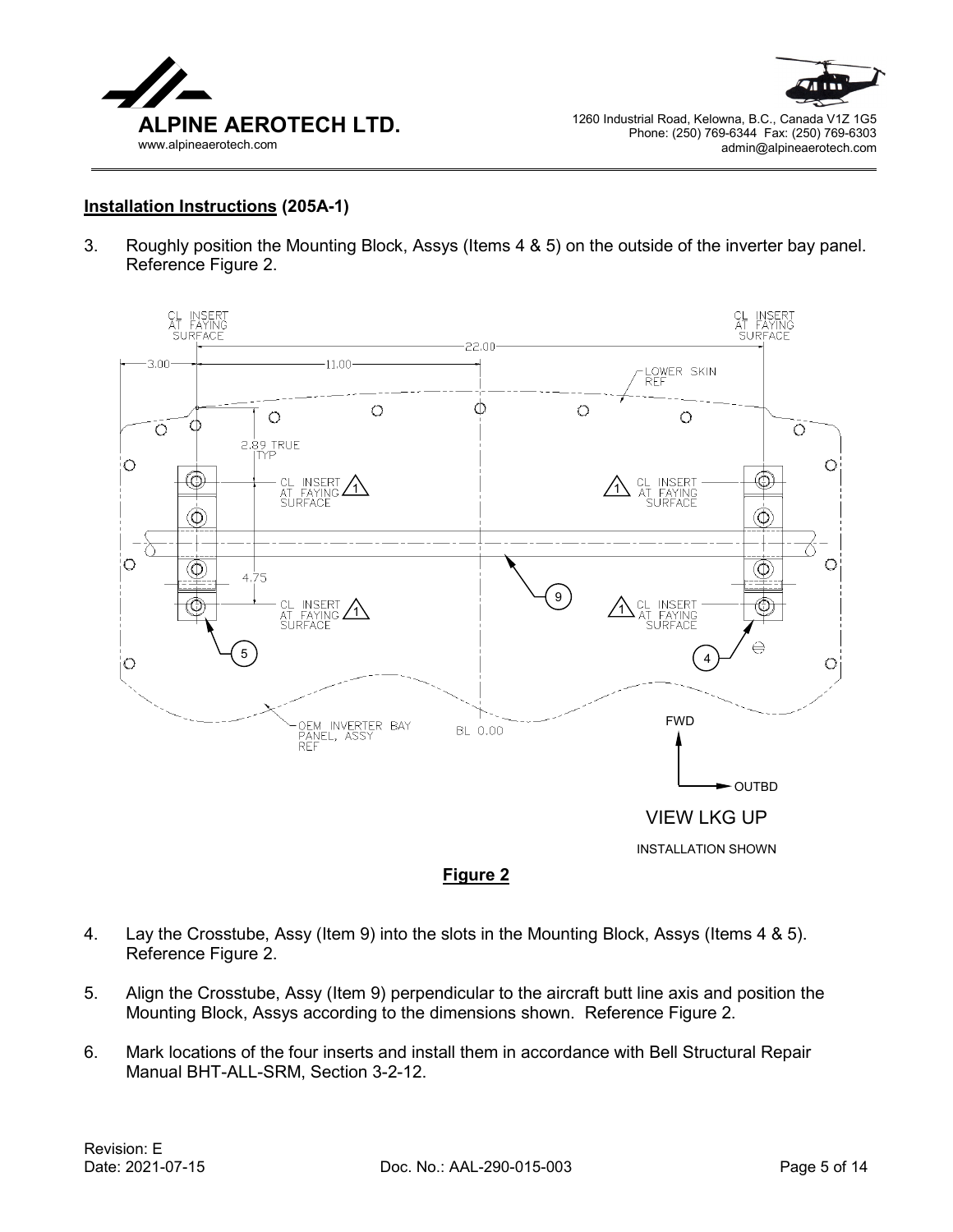## Installation Instructions (205A-1)

3. Roughly position the Mounting Block, Assys (Items 4 & 5) on the outside of the inverter bay panel. Reference Figure 2.

CL INSERT AT FAYING SURFACE

CL INSERT AT FAYING SURFACE

22.00

3.00

11.00

LOWER SKIN REF

2.89 TRUE TYP

CL INSERT AT FAYING SURFACE 1

1 CL INSERT AT FAYING SURFACE

4.75

9

CL INSERT AT FAYING SURFACE 1

1 CL INSERT AT FAYING SURFACE

5

4

OEM INVERTER BAY PANEL, ASSY REF

BL 0.00

FWD

OUTBD

VIEW LKG UP

INSTALLATION SHOWN

**Figure 2**

4. Lay the Crosstube, Assy (Item 9) into the slots in the Mounting Block, Assys (Items 4 & 5). Reference Figure 2.

5. Align the Crosstube, Assy (Item 9) perpendicular to the aircraft butt line axis and position the Mounting Block, Assys according to the dimensions shown. Reference Figure 2.

6. Mark locations of the four inserts and install them in accordance with Bell Structural Repair Manual BHT-ALL-SRM, Section 3-2-12.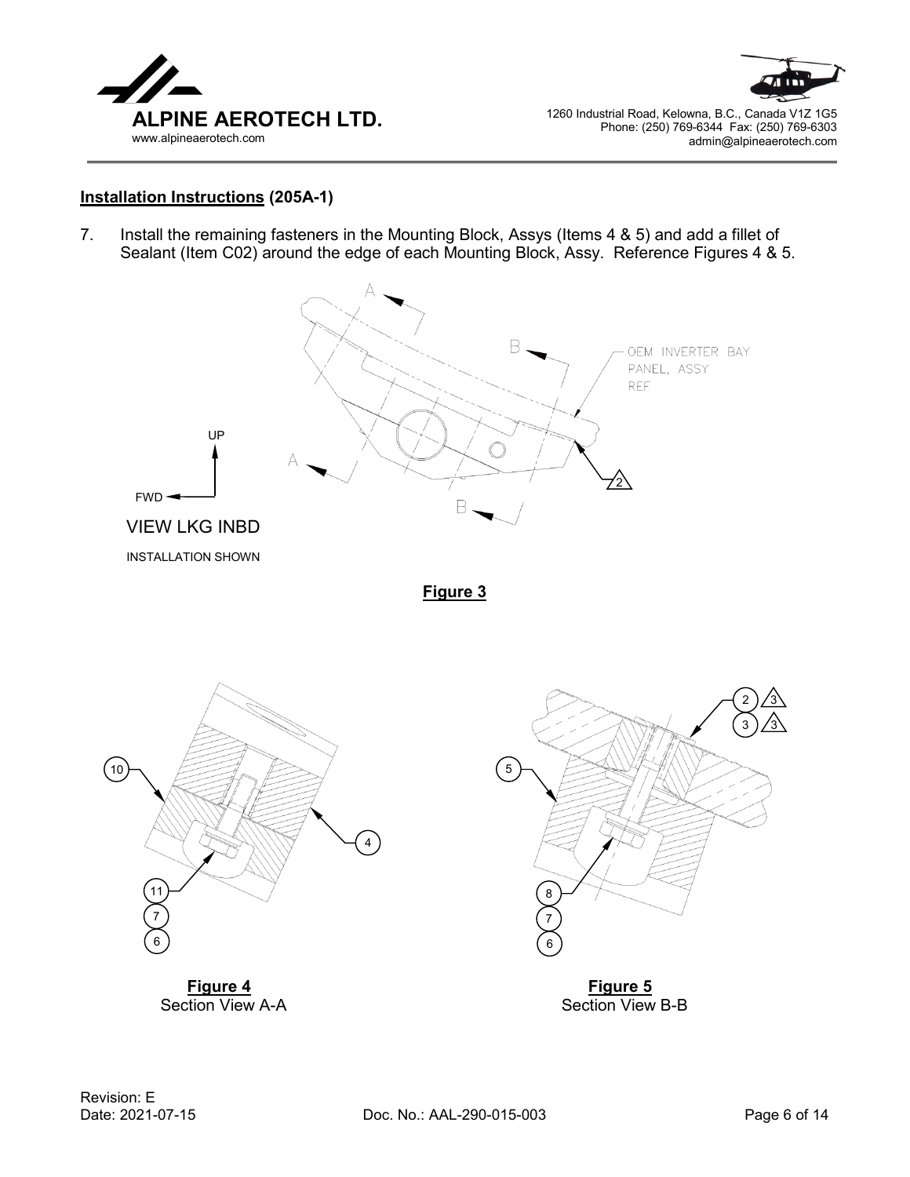**Installation Instructions (205A-1)**

7. Install the remaining fasteners in the Mounting Block, Assys (Items 4 & 5) and add a fillet of Sealant (Item C02) around the edge of each Mounting Block, Assy. Reference Figures 4 & 5.

A

B

OEM INVERTER BAY PANEL, ASSY REF

UP

FWD

A

2

B

VIEW LKG INBD

INSTALLATION SHOWN

**Figure 3**

10

4

11

7

6

**Figure 4**
Section View A-A

2 3

3 3

5

8

7

6

**Figure 5**
Section View B-B

Revision: E
Date: 2021-07-15 Doc. No.: AAL-290-015-003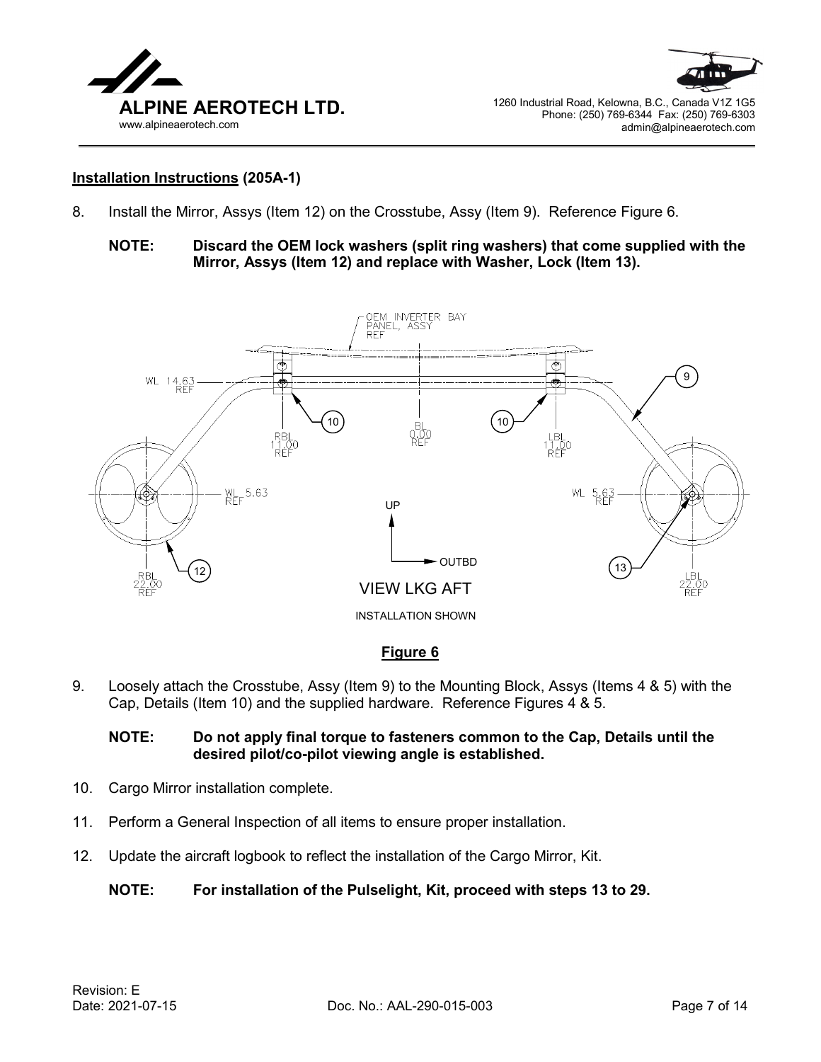**<u>Installation Instructions</u> (205A-1)**

8. Install the Mirror, Assys (Item 12) on the Crosstube, Assy (Item 9). Reference Figure 6.

   **NOTE: Discard the OEM lock washers (split ring washers) that come supplied with the Mirror, Assys (Item 12) and replace with Washer, Lock (Item 13).**

OEM INVERTER BAY PANEL, ASSY REF

WL 14.63 REF

9

10

10

RBL 11.00 REF

BL 0.00 REF

LBL 11.00 REF

WL 5.63 REF

UP

WL 5.63 REF

OUTBD

12

13

RBL 22.00 REF

VIEW LKG AFT

LBL 22.00 REF

INSTALLATION SHOWN

**<u>Figure 6</u>**

9. Loosely attach the Crosstube, Assy (Item 9) to the Mounting Block, Assys (Items 4 & 5) with the Cap, Details (Item 10) and the supplied hardware. Reference Figures 4 & 5.

   **NOTE: Do not apply final torque to fasteners common to the Cap, Details until the desired pilot/co-pilot viewing angle is established.**

10. Cargo Mirror installation complete.

11. Perform a General Inspection of all items to ensure proper installation.

12. Update the aircraft logbook to reflect the installation of the Cargo Mirror, Kit.

   **NOTE: For installation of the Pulselight, Kit, proceed with steps 13 to 29.**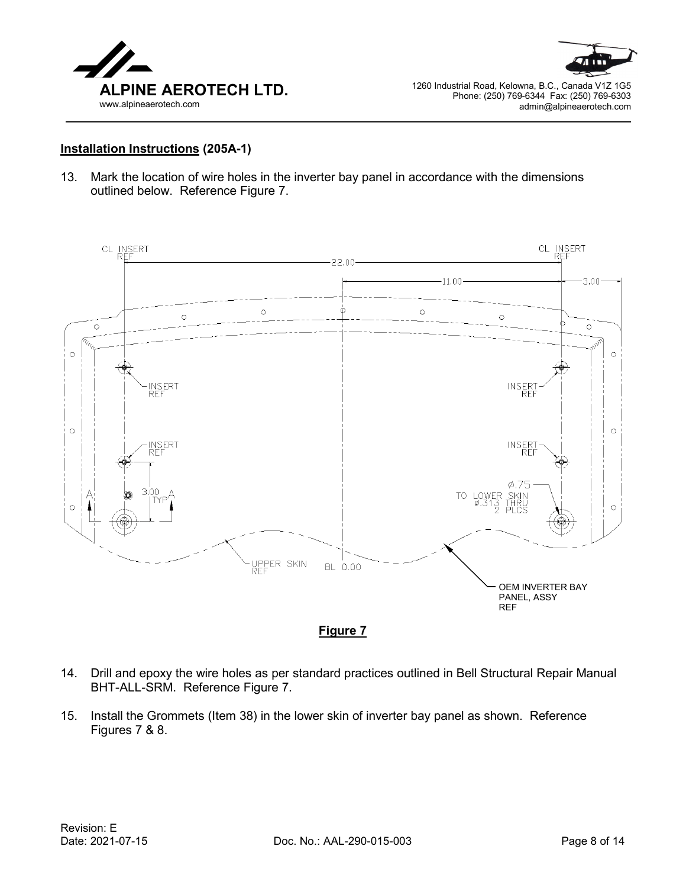## Installation Instructions (205A-1)

13. Mark the location of wire holes in the inverter bay panel in accordance with the dimensions outlined below. Reference Figure 7.

CL INSERT REF

CL INSERT REF

22.00

11.00

3.00

INSERT REF

INSERT REF

INSERT REF

INSERT REF

A

3.00 TYP

A

Ø.75 TO LOWER SKIN Ø.313 THRU 2 PLCS

UPPER SKIN REF

BL 0.00

OEM INVERTER BAY PANEL, ASSY REF

**Figure 7**

14. Drill and epoxy the wire holes as per standard practices outlined in Bell Structural Repair Manual BHT-ALL-SRM. Reference Figure 7.

15. Install the Grommets (Item 38) in the lower skin of inverter bay panel as shown. Reference Figures 7 & 8.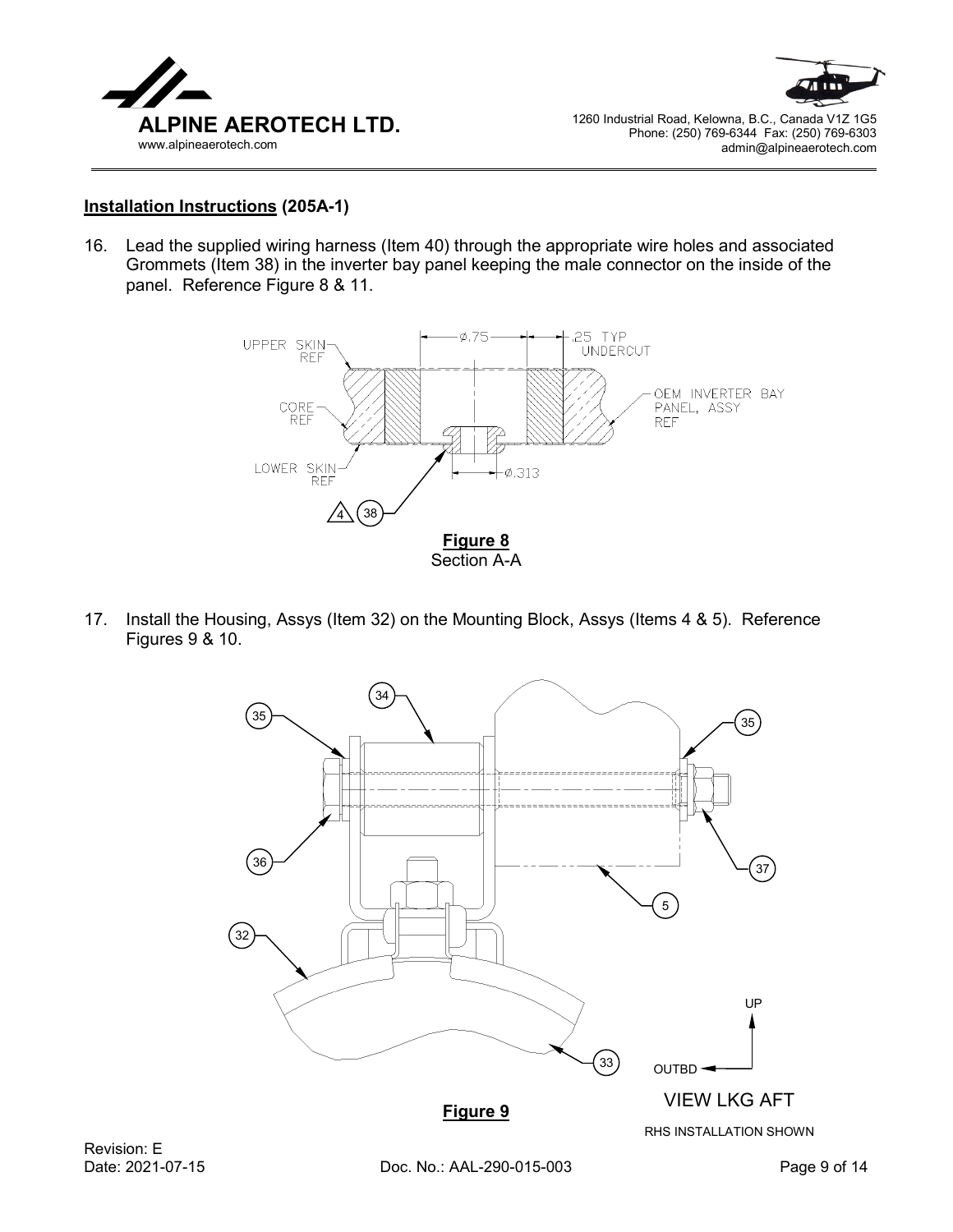## Installation Instructions (205A-1)

16. Lead the supplied wiring harness (Item 40) through the appropriate wire holes and associated Grommets (Item 38) in the inverter bay panel keeping the male connector on the inside of the panel. Reference Figure 8 & 11.

**Figure 8**
Section A-A

17. Install the Housing, Assys (Item 32) on the Mounting Block, Assys (Items 4 & 5). Reference Figures 9 & 10.

**Figure 9**

VIEW LKG AFT

RHS INSTALLATION SHOWN

Revision: E
Date: 2021-07-15
Doc. No.: AAL-290-015-003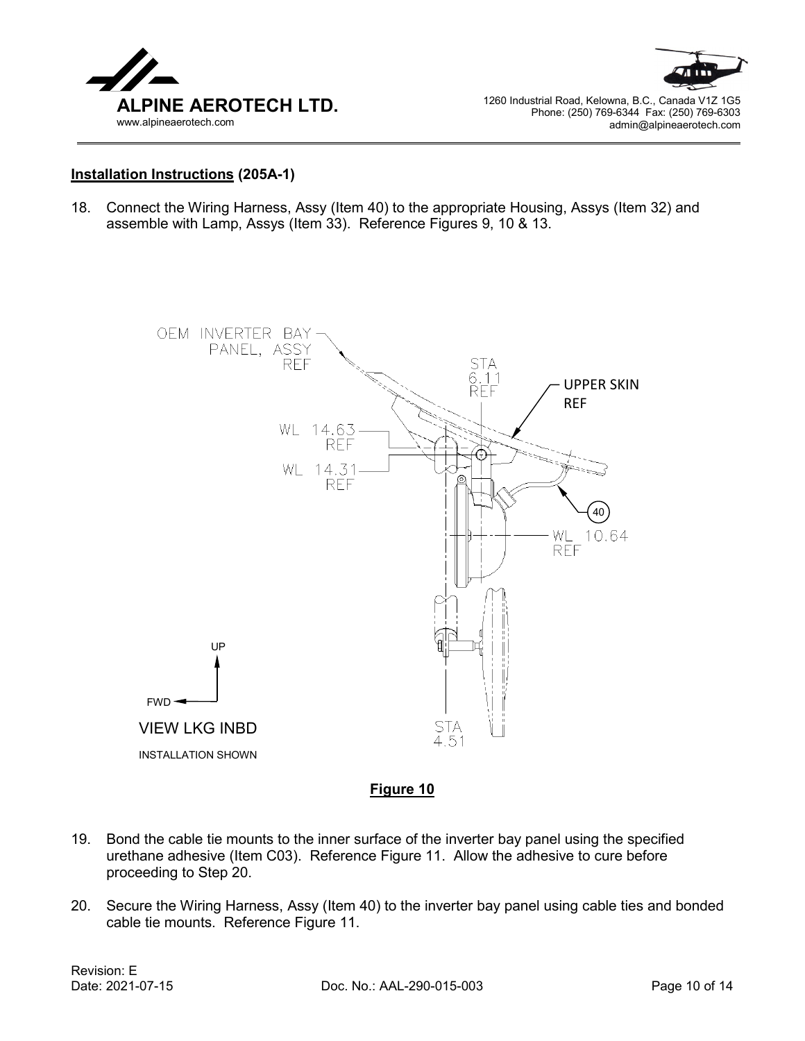**Installation Instructions** **(205A-1)**

18. Connect the Wiring Harness, Assy (Item 40) to the appropriate Housing, Assys (Item 32) and assemble with Lamp, Assys (Item 33). Reference Figures 9, 10 & 13.

OEM INVERTER BAY PANEL, ASSY REF

STA 6.11 REF

UPPER SKIN REF

WL 14.63 REF

WL 14.31 REF

40

WL 10.64 REF

UP

FWD

VIEW LKG INBD

INSTALLATION SHOWN

STA 4.51

**Figure 10**

19. Bond the cable tie mounts to the inner surface of the inverter bay panel using the specified urethane adhesive (Item C03). Reference Figure 11. Allow the adhesive to cure before proceeding to Step 20.

20. Secure the Wiring Harness, Assy (Item 40) to the inverter bay panel using cable ties and bonded cable tie mounts. Reference Figure 11.

Revision: E
Date: 2021-07-15 Doc. No.: AAL-290-015-003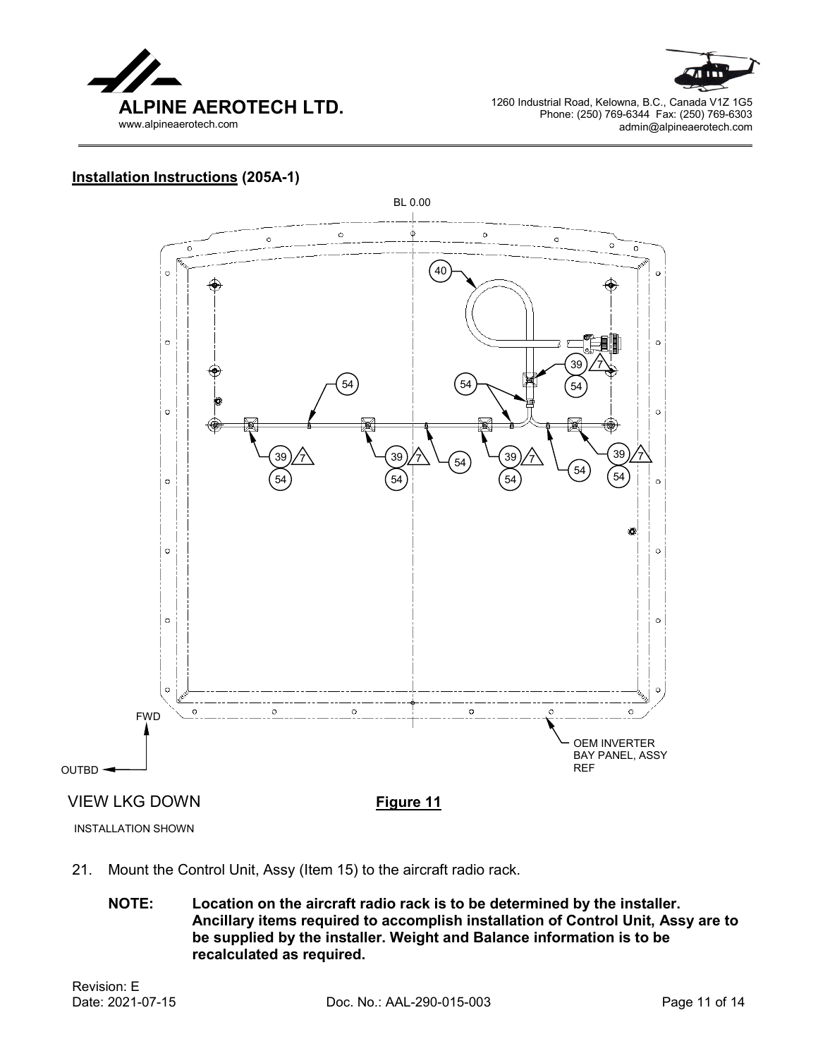**Installation Instructions (205A-1)**

BL 0.00

40

39 7 54

54

54

39 7 54

39 7 54

54

39 7 54

54

39 7 54

FWD

OUTBD

OEM INVERTER BAY PANEL, ASSY REF

VIEW LKG DOWN

INSTALLATION SHOWN

**Figure 11**

21. Mount the Control Unit, Assy (Item 15) to the aircraft radio rack.

**NOTE: Location on the aircraft radio rack is to be determined by the installer. Ancillary items required to accomplish installation of Control Unit, Assy are to be supplied by the installer. Weight and Balance information is to be recalculated as required.**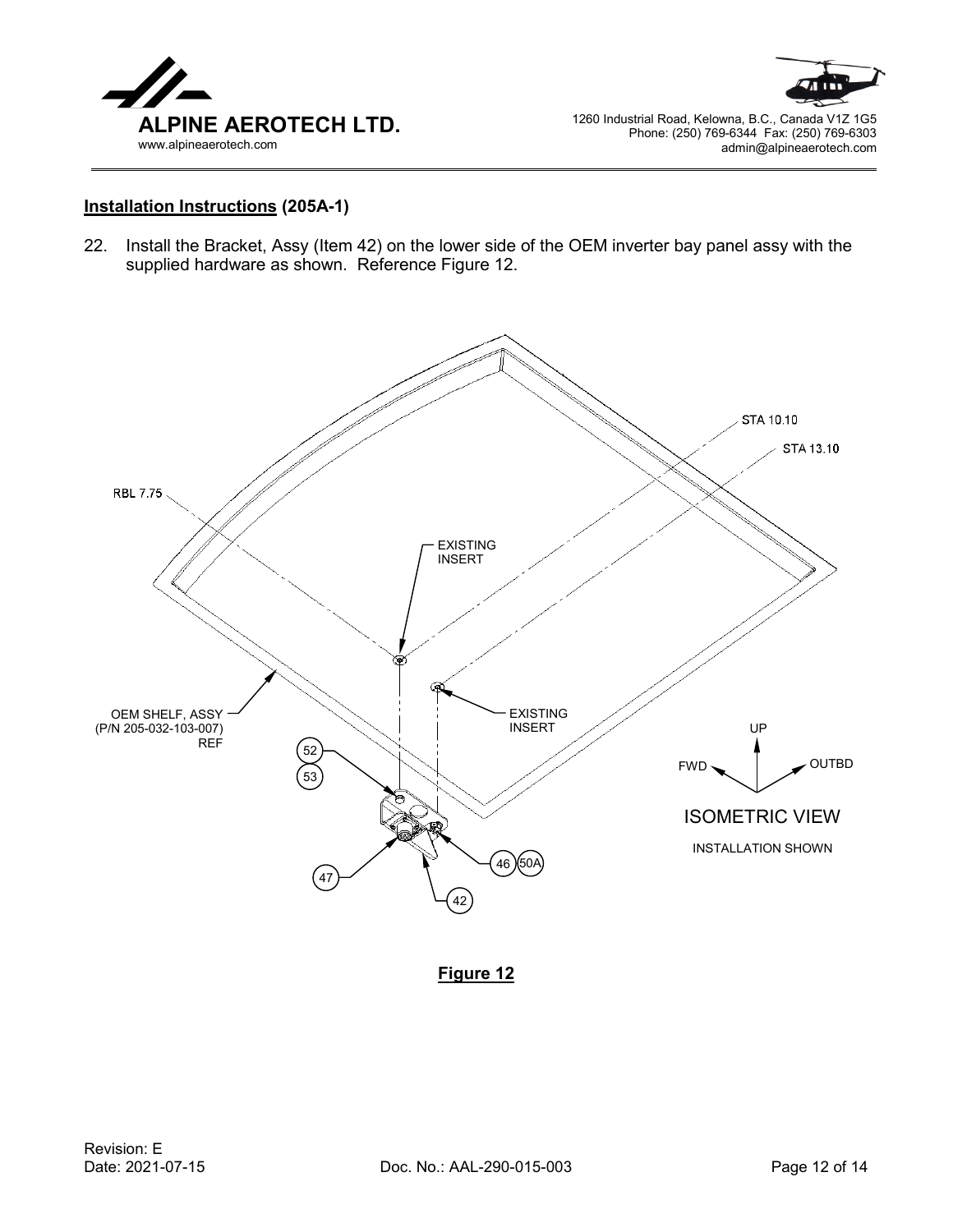**Installation Instructions (205A-1)**

22. Install the Bracket, Assy (Item 42) on the lower side of the OEM inverter bay panel assy with the supplied hardware as shown. Reference Figure 12.

STA 10.10
STA 13.10
RBL 7.75
EXISTING INSERT
EXISTING INSERT
OEM SHELF, ASSY (P/N 205-032-103-007) REF
52
53
47
46
50A
42
UP
FWD
OUTBD
ISOMETRIC VIEW
INSTALLATION SHOWN

**Figure 12**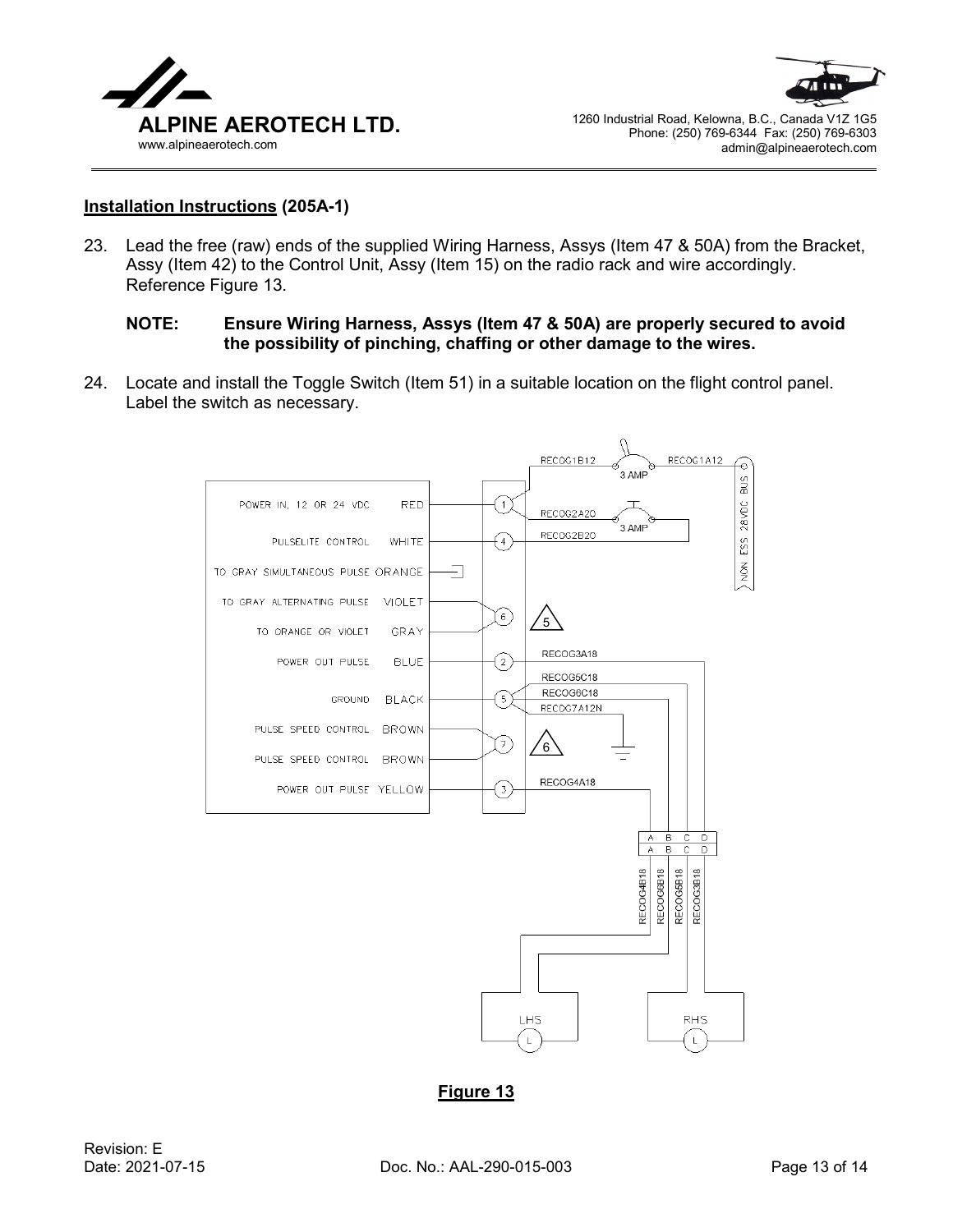## Installation Instructions (205A-1)

23. Lead the free (raw) ends of the supplied Wiring Harness, Assys (Item 47 & 50A) from the Bracket, Assy (Item 42) to the Control Unit, Assy (Item 15) on the radio rack and wire accordingly. Reference Figure 13.

    **NOTE: Ensure Wiring Harness, Assys (Item 47 & 50A) are properly secured to avoid the possibility of pinching, chaffing or other damage to the wires.**

24. Locate and install the Toggle Switch (Item 51) in a suitable location on the flight control panel. Label the switch as necessary.

POWER IN, 12 OR 24 VDC RED
PULSELITE CONTROL WHITE
TO GRAY SIMULTANEOUS PULSE ORANGE
TO GRAY ALTERNATING PULSE VIOLET
TO ORANGE OR VIOLET GRAY
POWER OUT PULSE BLUE
GROUND BLACK
PULSE SPEED CONTROL BROWN
PULSE SPEED CONTROL BROWN
POWER OUT PULSE YELLOW

1
4
6
2
5
7
3

5
6

RECOG1B12
RECOG1A12
3 AMP
RECOG2A20
RECOG2B20
3 AMP
NON ESS 28VDC BUS
RECOG3A18
RECOG5C18
RECOG6C18
RECOG7A12N
RECOG4A18

A B C D
A B C D

RECOG4B18
RECOG6B18
RECOG5B18
RECOG3B18

LHS
L
RHS
L

**Figure 13**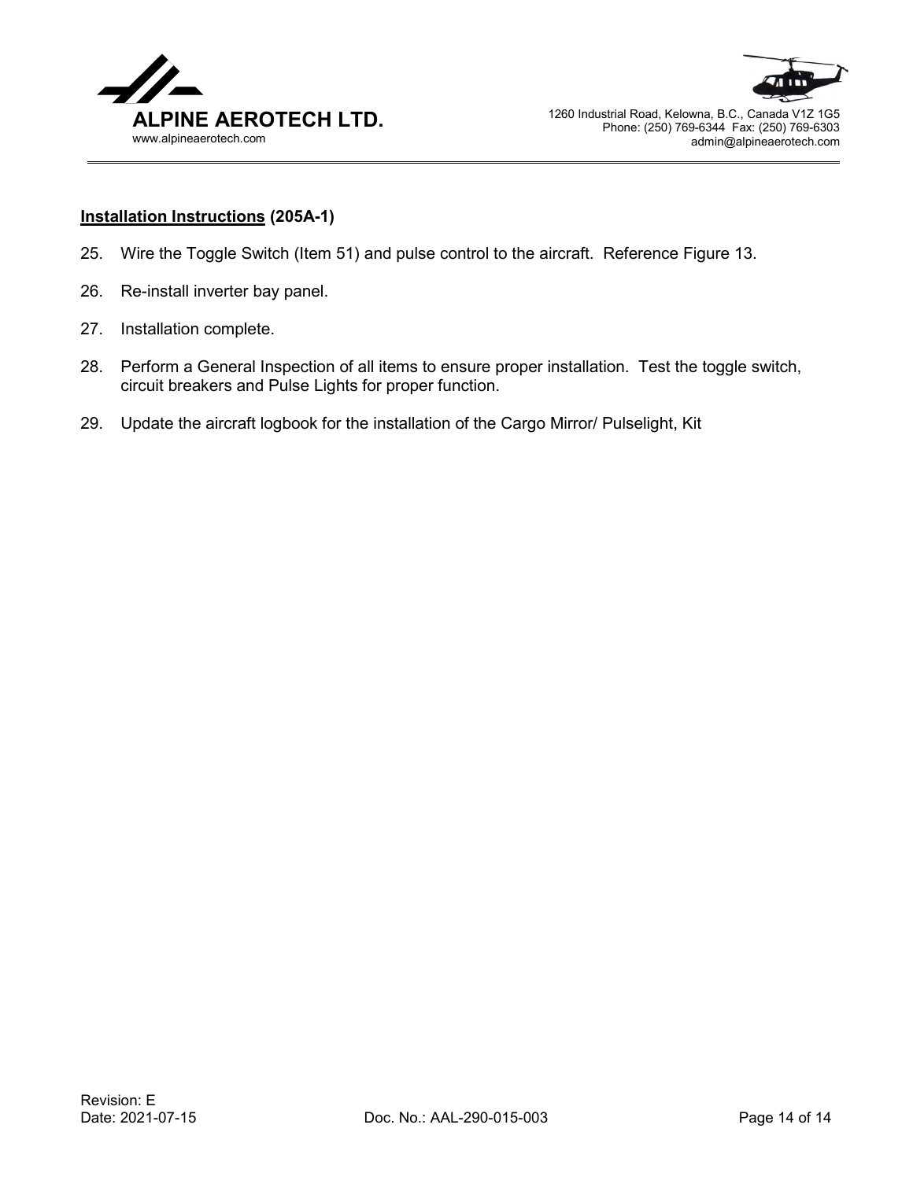**Installation Instructions (205A-1)**

25. Wire the Toggle Switch (Item 51) and pulse control to the aircraft. Reference Figure 13.

26. Re-install inverter bay panel.

27. Installation complete.

28. Perform a General Inspection of all items to ensure proper installation. Test the toggle switch, circuit breakers and Pulse Lights for proper function.

29. Update the aircraft logbook for the installation of the Cargo Mirror/ Pulselight, Kit